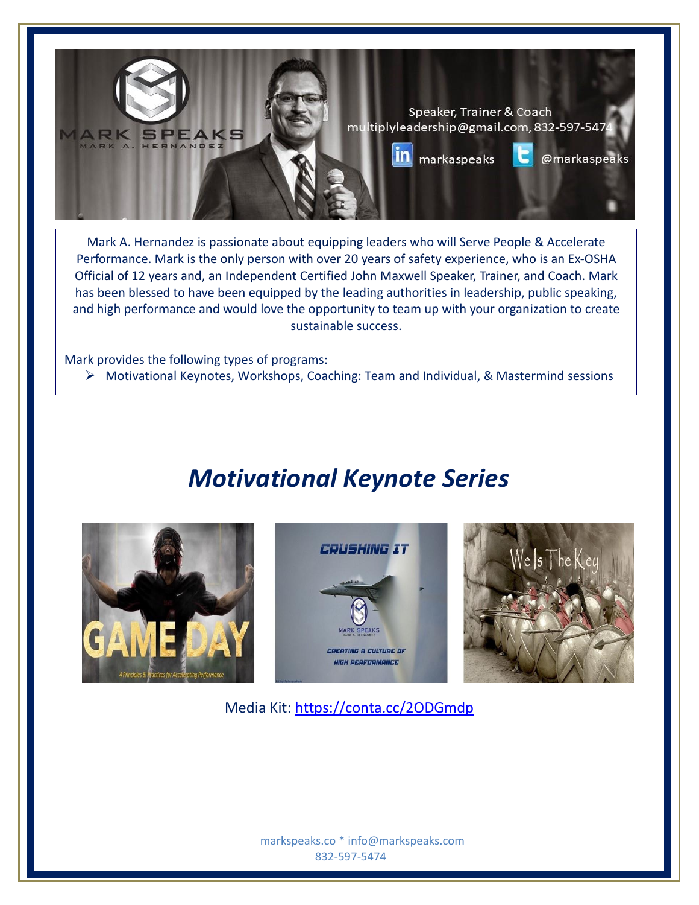MARK SPEAKS
MARK A. HERNANDEZ

Speaker, Trainer & Coach
multiplyleadership@gmail.com, 832-597-5474

markaspeaks @markaspeaks

Mark A. Hernandez is passionate about equipping leaders who will Serve People & Accelerate Performance. Mark is the only person with over 20 years of safety experience, who is an Ex-OSHA Official of 12 years and, an Independent Certified John Maxwell Speaker, Trainer, and Coach. Mark has been blessed to have been equipped by the leading authorities in leadership, public speaking, and high performance and would love the opportunity to team up with your organization to create sustainable success.

Mark provides the following types of programs:

- Motivational Keynotes, Workshops, Coaching: Team and Individual, & Mastermind sessions

# *Motivational Keynote Series*

GAME DAY
4 Principles & Practices for Accelerating Performance

CRUSHING IT
MARK SPEAKS
CREATING A CULTURE OF HIGH PERFORMANCE

We Is The Key

Media Kit: https://conta.cc/2ODGmdp

markspeaks.co * info@markspeaks.com
832-597-5474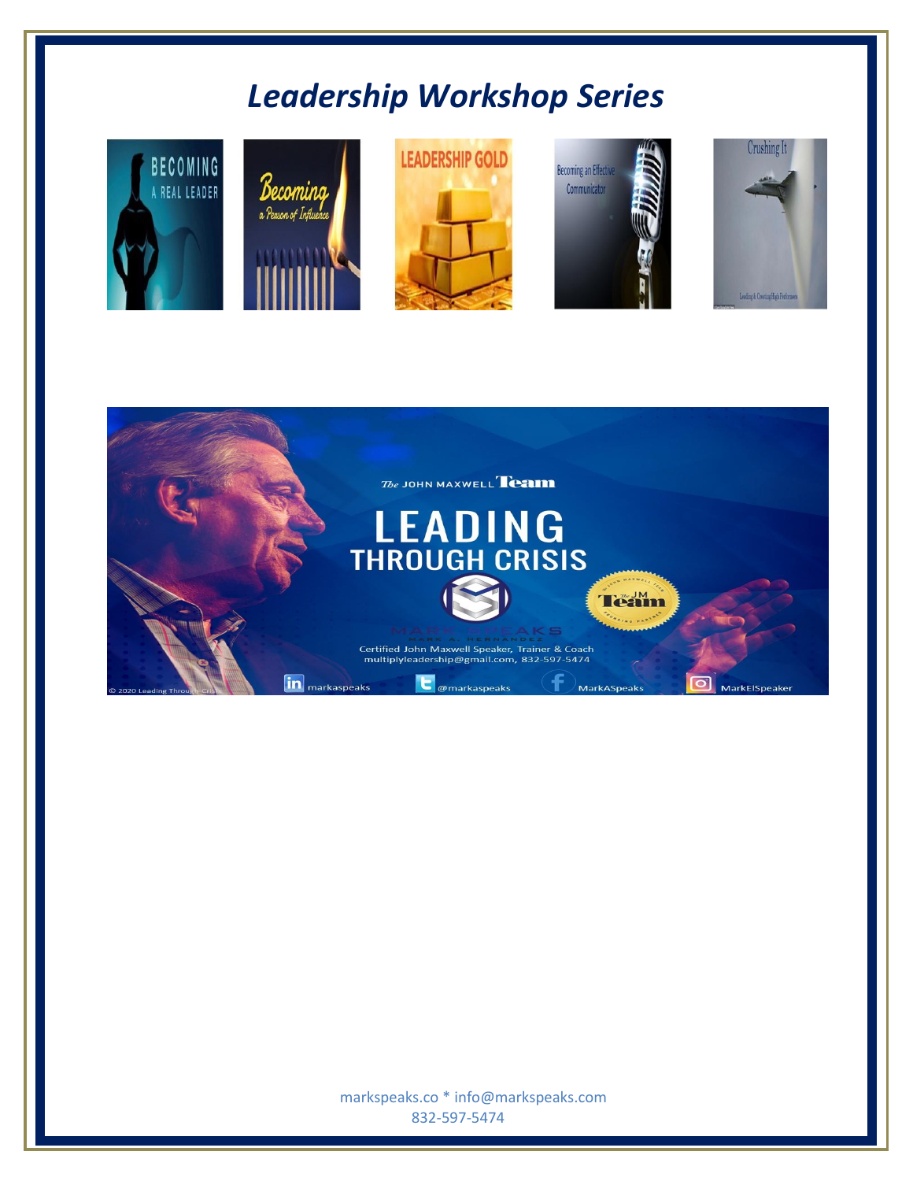# *Leadership Workshop Series*

BECOMING A REAL LEADER

Becoming a Person of Influence

LEADERSHIP GOLD

Becoming an Effective Communicator

Crushing It

The JOHN MAXWELL Team

LEADING THROUGH CRISIS

MARK SPEAKS

MARK A. HERNANDEZ

Certified John Maxwell Speaker, Trainer & Coach

multiplyleadership@gmail.com, 832-597-5474

markaspeaks @markaspeaks MarkASpeaks MarkElSpeaker

© 2020 Leading Through Crisis

markspeaks.co * info@markspeaks.com

832-597-5474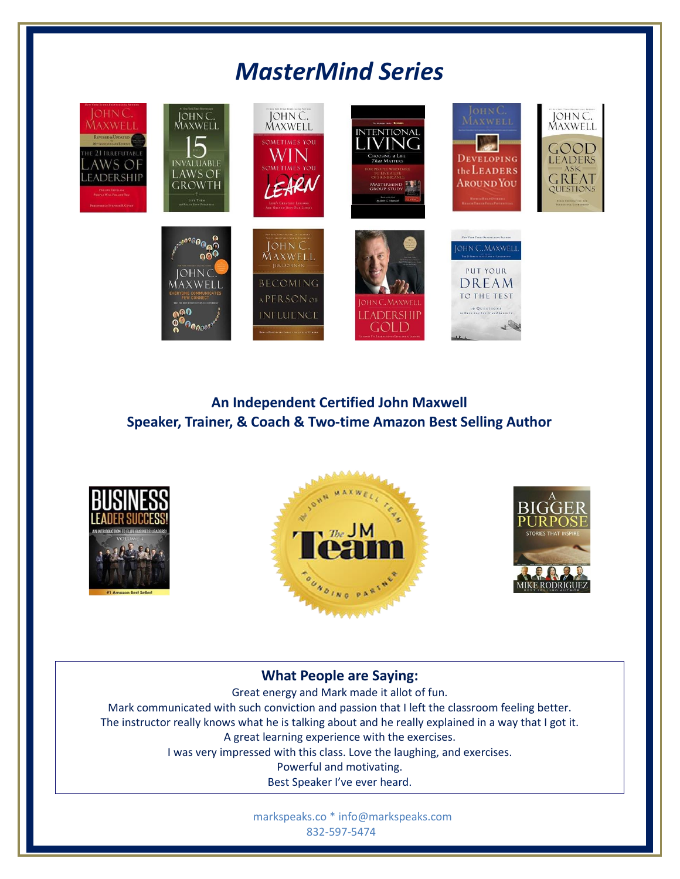# *MasterMind Series*

**An Independent Certified John Maxwell**
**Speaker, Trainer, & Coach & Two-time Amazon Best Selling Author**

## What People are Saying:

Great energy and Mark made it allot of fun.
Mark communicated with such conviction and passion that I left the classroom feeling better.
The instructor really knows what he is talking about and he really explained in a way that I got it.
A great learning experience with the exercises.
I was very impressed with this class. Love the laughing, and exercises.
Powerful and motivating.
Best Speaker I've ever heard.

markspeaks.co * info@markspeaks.com
832-597-5474